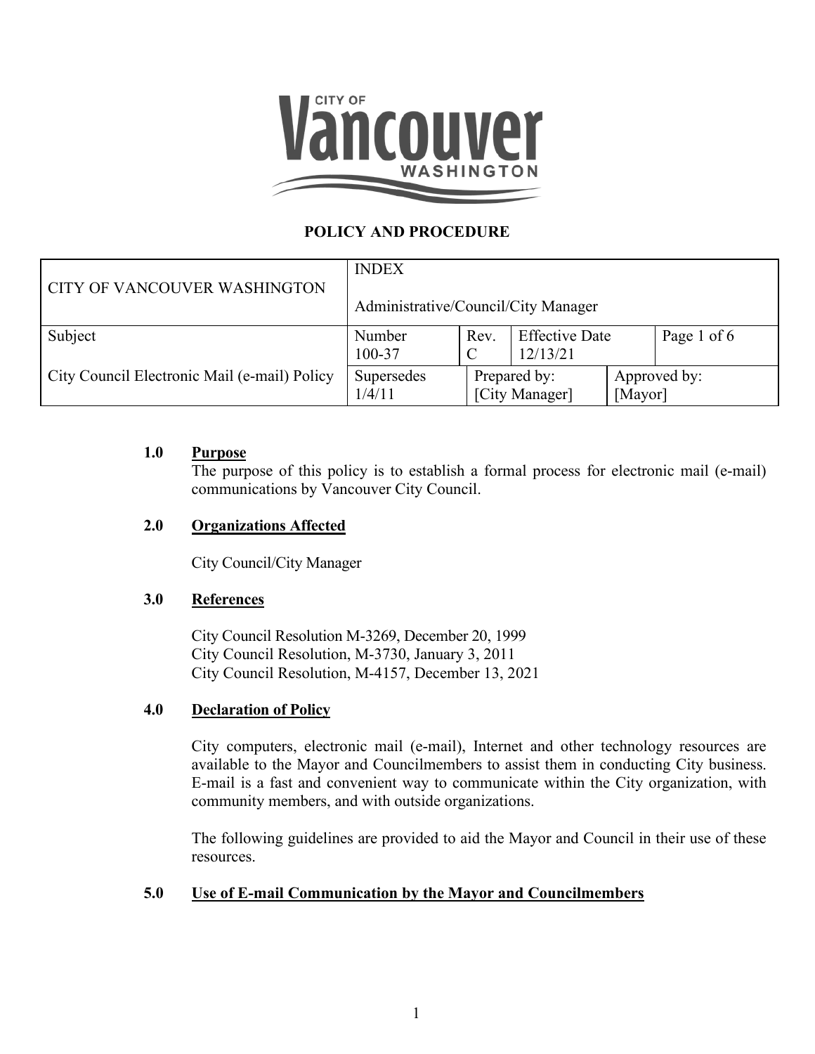**POLICY AND PROCEDURE**

| CITY OF VANCOUVER WASHINGTON | INDEX<br><br>Administrative/Council/City Manager | | | |
|---|---|---|---|---|
| Subject<br><br>City Council Electronic Mail (e-mail) Policy | Number<br>100-37 | Rev.<br>C | Effective Date<br>12/13/21 | Page 1 of 6 |
| | Supersedes<br>1/4/11 | Prepared by:<br>[City Manager] | | Approved by:<br>[Mayor] |

## 1.0 Purpose

The purpose of this policy is to establish a formal process for electronic mail (e-mail) communications by Vancouver City Council.

## 2.0 Organizations Affected

City Council/City Manager

## 3.0 References

City Council Resolution M-3269, December 20, 1999
City Council Resolution, M-3730, January 3, 2011
City Council Resolution, M-4157, December 13, 2021

## 4.0 Declaration of Policy

City computers, electronic mail (e-mail), Internet and other technology resources are available to the Mayor and Councilmembers to assist them in conducting City business. E-mail is a fast and convenient way to communicate within the City organization, with community members, and with outside organizations.

The following guidelines are provided to aid the Mayor and Council in their use of these resources.

## 5.0 Use of E-mail Communication by the Mayor and Councilmembers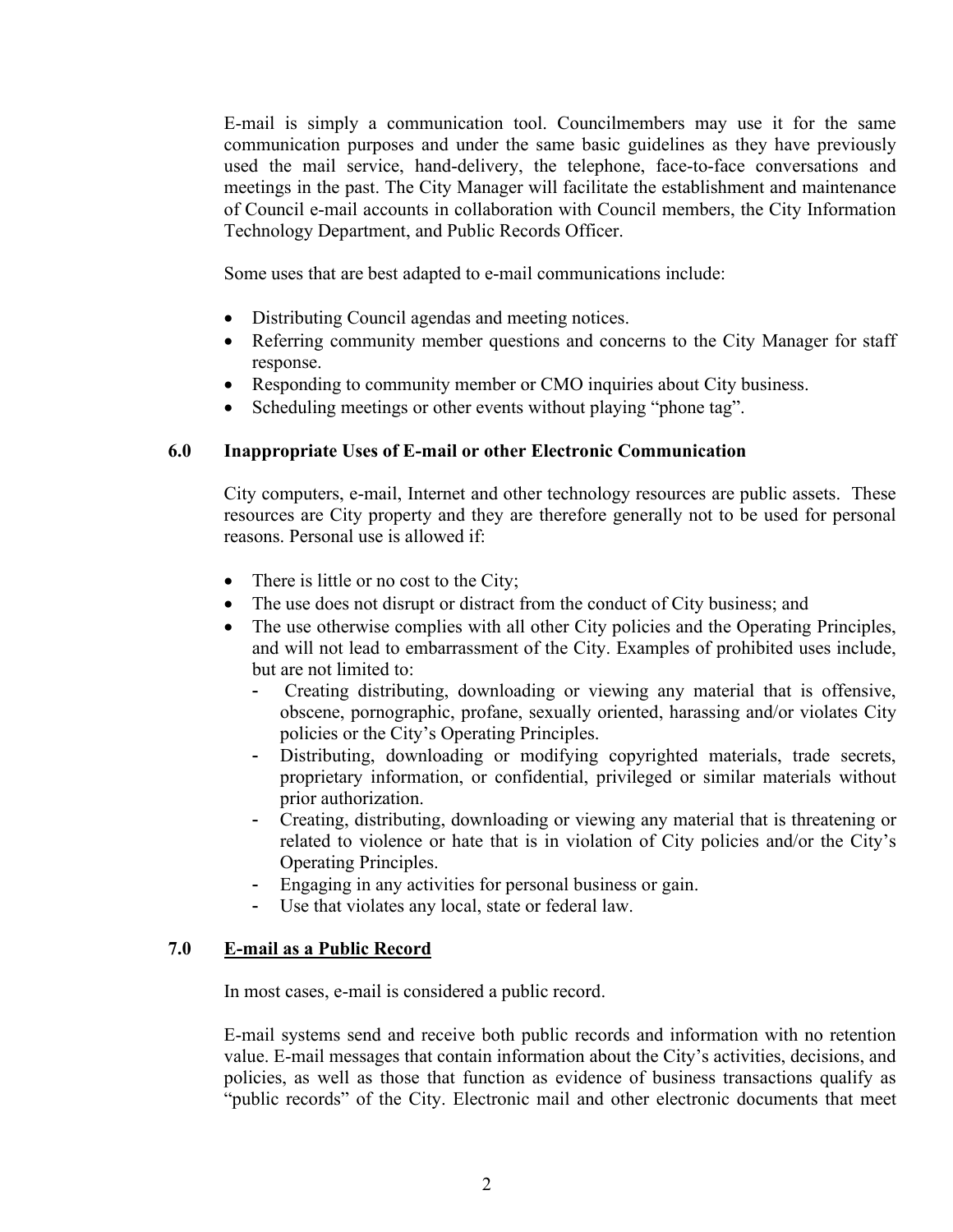E-mail is simply a communication tool. Councilmembers may use it for the same communication purposes and under the same basic guidelines as they have previously used the mail service, hand-delivery, the telephone, face-to-face conversations and meetings in the past. The City Manager will facilitate the establishment and maintenance of Council e-mail accounts in collaboration with Council members, the City Information Technology Department, and Public Records Officer.

Some uses that are best adapted to e-mail communications include:

- Distributing Council agendas and meeting notices.
- Referring community member questions and concerns to the City Manager for staff response.
- Responding to community member or CMO inquiries about City business.
- Scheduling meetings or other events without playing "phone tag".

## 6.0 Inappropriate Uses of E-mail or other Electronic Communication

City computers, e-mail, Internet and other technology resources are public assets. These resources are City property and they are therefore generally not to be used for personal reasons. Personal use is allowed if:

- There is little or no cost to the City;
- The use does not disrupt or distract from the conduct of City business; and
- The use otherwise complies with all other City policies and the Operating Principles, and will not lead to embarrassment of the City. Examples of prohibited uses include, but are not limited to:
  - Creating distributing, downloading or viewing any material that is offensive, obscene, pornographic, profane, sexually oriented, harassing and/or violates City policies or the City's Operating Principles.
  - Distributing, downloading or modifying copyrighted materials, trade secrets, proprietary information, or confidential, privileged or similar materials without prior authorization.
  - Creating, distributing, downloading or viewing any material that is threatening or related to violence or hate that is in violation of City policies and/or the City's Operating Principles.
  - Engaging in any activities for personal business or gain.
  - Use that violates any local, state or federal law.

## 7.0 E-mail as a Public Record

In most cases, e-mail is considered a public record.

E-mail systems send and receive both public records and information with no retention value. E-mail messages that contain information about the City's activities, decisions, and policies, as well as those that function as evidence of business transactions qualify as "public records" of the City. Electronic mail and other electronic documents that meet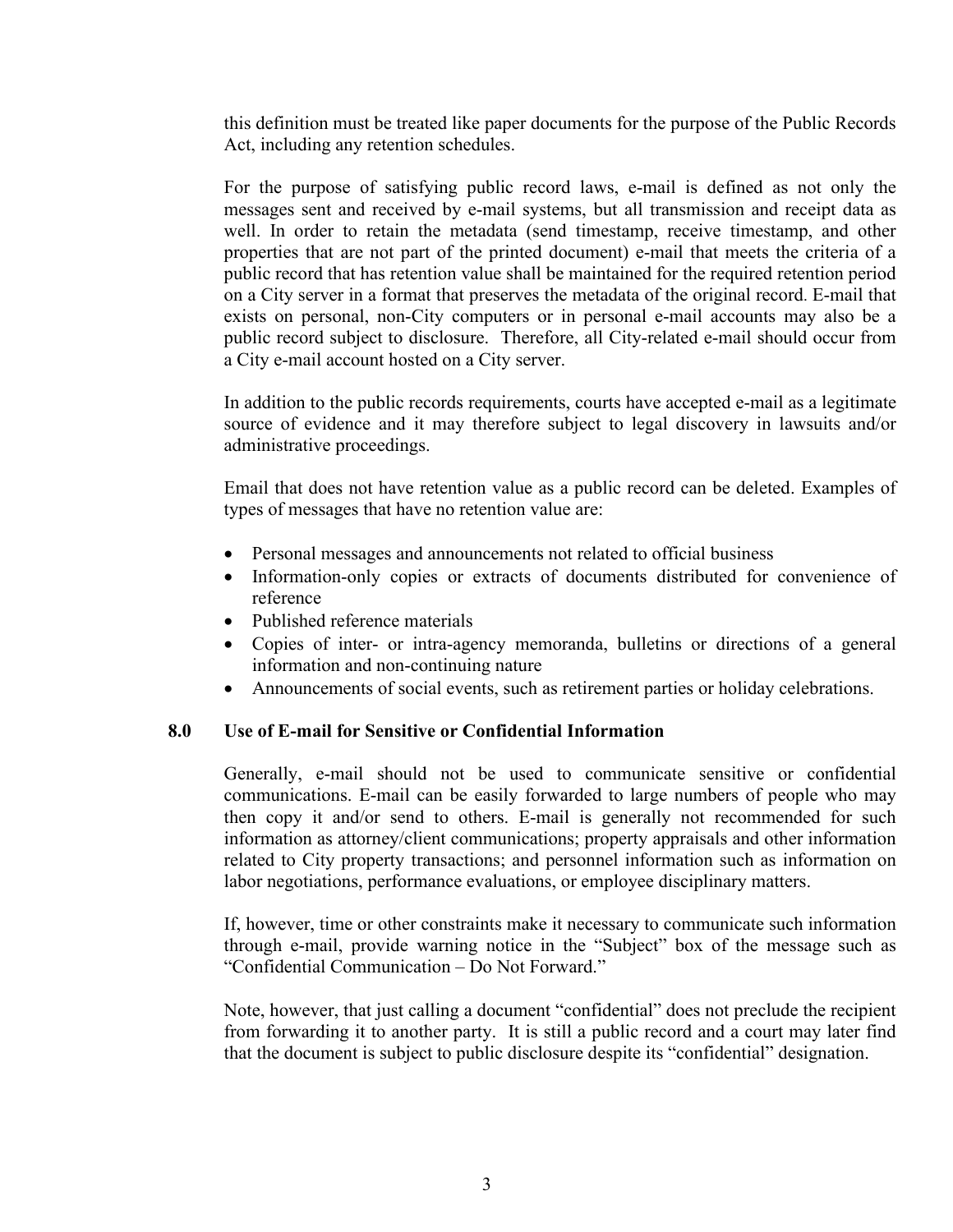this definition must be treated like paper documents for the purpose of the Public Records Act, including any retention schedules.

For the purpose of satisfying public record laws, e-mail is defined as not only the messages sent and received by e-mail systems, but all transmission and receipt data as well. In order to retain the metadata (send timestamp, receive timestamp, and other properties that are not part of the printed document) e-mail that meets the criteria of a public record that has retention value shall be maintained for the required retention period on a City server in a format that preserves the metadata of the original record. E-mail that exists on personal, non-City computers or in personal e-mail accounts may also be a public record subject to disclosure. Therefore, all City-related e-mail should occur from a City e-mail account hosted on a City server.

In addition to the public records requirements, courts have accepted e-mail as a legitimate source of evidence and it may therefore subject to legal discovery in lawsuits and/or administrative proceedings.

Email that does not have retention value as a public record can be deleted. Examples of types of messages that have no retention value are:

- Personal messages and announcements not related to official business
- Information-only copies or extracts of documents distributed for convenience of reference
- Published reference materials
- Copies of inter- or intra-agency memoranda, bulletins or directions of a general information and non-continuing nature
- Announcements of social events, such as retirement parties or holiday celebrations.

## 8.0 Use of E-mail for Sensitive or Confidential Information

Generally, e-mail should not be used to communicate sensitive or confidential communications. E-mail can be easily forwarded to large numbers of people who may then copy it and/or send to others. E-mail is generally not recommended for such information as attorney/client communications; property appraisals and other information related to City property transactions; and personnel information such as information on labor negotiations, performance evaluations, or employee disciplinary matters.

If, however, time or other constraints make it necessary to communicate such information through e-mail, provide warning notice in the "Subject" box of the message such as "Confidential Communication – Do Not Forward."

Note, however, that just calling a document "confidential" does not preclude the recipient from forwarding it to another party. It is still a public record and a court may later find that the document is subject to public disclosure despite its "confidential" designation.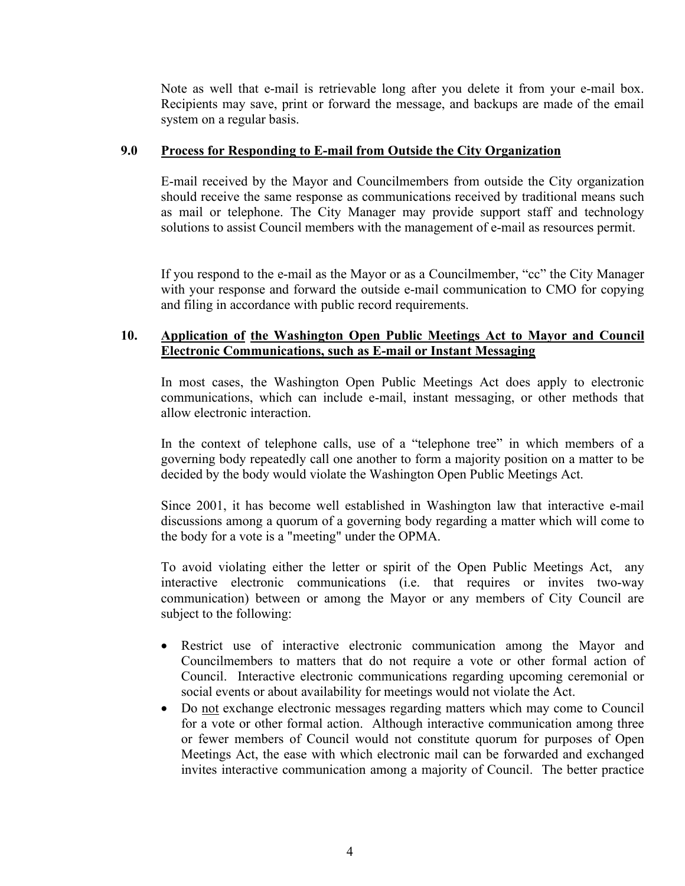Note as well that e-mail is retrievable long after you delete it from your e-mail box. Recipients may save, print or forward the message, and backups are made of the email system on a regular basis.

## 9.0 Process for Responding to E-mail from Outside the City Organization

E-mail received by the Mayor and Councilmembers from outside the City organization should receive the same response as communications received by traditional means such as mail or telephone. The City Manager may provide support staff and technology solutions to assist Council members with the management of e-mail as resources permit.

If you respond to the e-mail as the Mayor or as a Councilmember, "cc" the City Manager with your response and forward the outside e-mail communication to CMO for copying and filing in accordance with public record requirements.

## 10. Application of the Washington Open Public Meetings Act to Mayor and Council Electronic Communications, such as E-mail or Instant Messaging

In most cases, the Washington Open Public Meetings Act does apply to electronic communications, which can include e-mail, instant messaging, or other methods that allow electronic interaction.

In the context of telephone calls, use of a "telephone tree" in which members of a governing body repeatedly call one another to form a majority position on a matter to be decided by the body would violate the Washington Open Public Meetings Act.

Since 2001, it has become well established in Washington law that interactive e-mail discussions among a quorum of a governing body regarding a matter which will come to the body for a vote is a "meeting" under the OPMA.

To avoid violating either the letter or spirit of the Open Public Meetings Act, any interactive electronic communications (i.e. that requires or invites two-way communication) between or among the Mayor or any members of City Council are subject to the following:

- Restrict use of interactive electronic communication among the Mayor and Councilmembers to matters that do not require a vote or other formal action of Council. Interactive electronic communications regarding upcoming ceremonial or social events or about availability for meetings would not violate the Act.
- Do not exchange electronic messages regarding matters which may come to Council for a vote or other formal action. Although interactive communication among three or fewer members of Council would not constitute quorum for purposes of Open Meetings Act, the ease with which electronic mail can be forwarded and exchanged invites interactive communication among a majority of Council. The better practice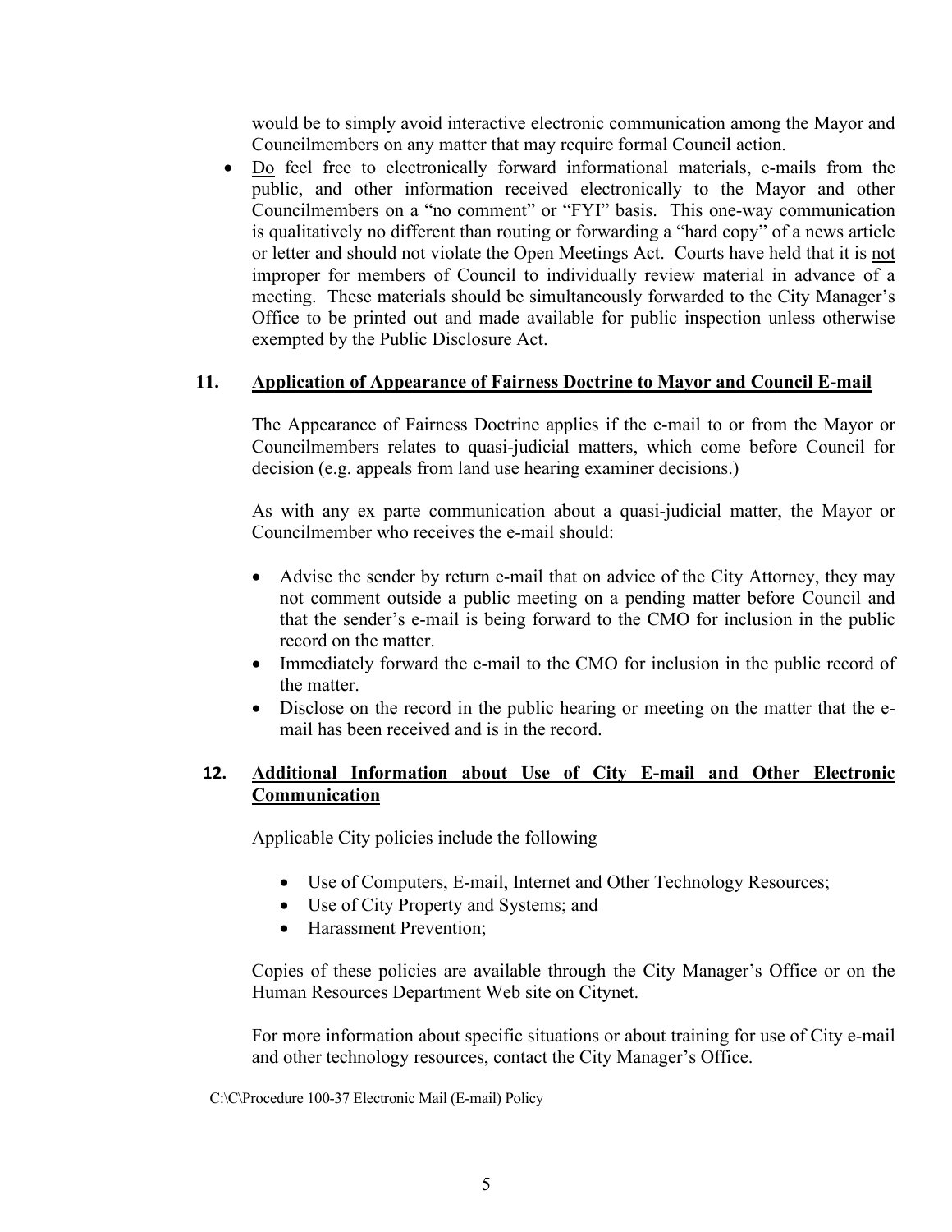would be to simply avoid interactive electronic communication among the Mayor and Councilmembers on any matter that may require formal Council action.

- Do feel free to electronically forward informational materials, e-mails from the public, and other information received electronically to the Mayor and other Councilmembers on a "no comment" or "FYI" basis. This one-way communication is qualitatively no different than routing or forwarding a "hard copy" of a news article or letter and should not violate the Open Meetings Act. Courts have held that it is not improper for members of Council to individually review material in advance of a meeting. These materials should be simultaneously forwarded to the City Manager's Office to be printed out and made available for public inspection unless otherwise exempted by the Public Disclosure Act.

## 11. Application of Appearance of Fairness Doctrine to Mayor and Council E-mail

The Appearance of Fairness Doctrine applies if the e-mail to or from the Mayor or Councilmembers relates to quasi-judicial matters, which come before Council for decision (e.g. appeals from land use hearing examiner decisions.)

As with any ex parte communication about a quasi-judicial matter, the Mayor or Councilmember who receives the e-mail should:

- Advise the sender by return e-mail that on advice of the City Attorney, they may not comment outside a public meeting on a pending matter before Council and that the sender's e-mail is being forward to the CMO for inclusion in the public record on the matter.
- Immediately forward the e-mail to the CMO for inclusion in the public record of the matter.
- Disclose on the record in the public hearing or meeting on the matter that the e-mail has been received and is in the record.

## 12. Additional Information about Use of City E-mail and Other Electronic Communication

Applicable City policies include the following

- Use of Computers, E-mail, Internet and Other Technology Resources;
- Use of City Property and Systems; and
- Harassment Prevention;

Copies of these policies are available through the City Manager's Office or on the Human Resources Department Web site on Citynet.

For more information about specific situations or about training for use of City e-mail and other technology resources, contact the City Manager's Office.

C:\C\Procedure 100-37 Electronic Mail (E-mail) Policy